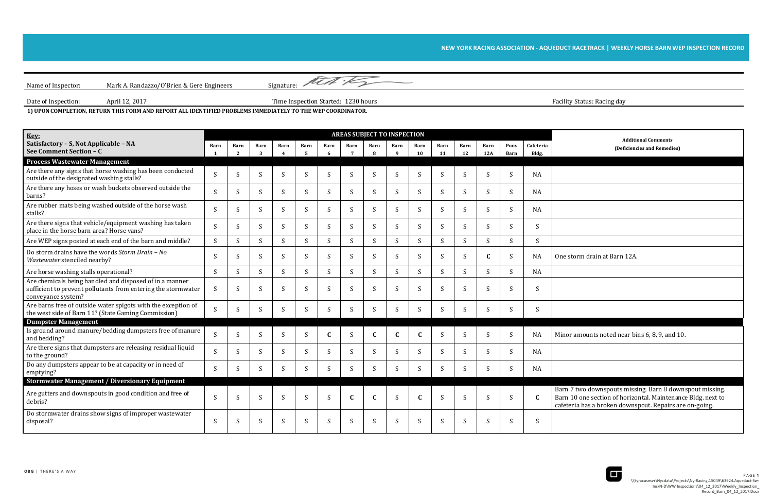**NEW YORK RACING ASSOCIATION - AQUEDUCT RACETRACK | WEEKLY HORSE BARN WEP INSPECTION RECORD**

Name of Inspector: Mark A. Randazzo/O'Brien & Gere Engineers  Signature:

Date of Inspection: April 12, 2017  Time Inspection Started: 1230 hours  Facility Status: Racing day

**1) UPON COMPLETION, RETURN THIS FORM AND REPORT ALL IDENTIFIED PROBLEMS IMMEDIATELY TO THE WEP COORDINATOR.**

| **Key:** Satisfactory – S, Not Applicable – NA, See Comment Section – C | **AREAS SUBJECT TO INSPECTION** | | | | | | | | | | | | | | | **Additional Comments (Deficiencies and Remedies)** |
|---|---|---|---|---|---|---|---|---|---|---|---|---|---|---|---|---|
| | **Barn 1** | **Barn 2** | **Barn 3** | **Barn 4** | **Barn 5** | **Barn 6** | **Barn 7** | **Barn 8** | **Barn 9** | **Barn 10** | **Barn 11** | **Barn 12** | **Barn 12A** | **Pony Barn** | **Cafeteria Bldg.** | |
| **Process Wastewater Management** | | | | | | | | | | | | | | | | |
| Are there any signs that horse washing has been conducted outside of the designated washing stalls? | S | S | S | S | S | S | S | S | S | S | S | S | S | S | NA | |
| Are there any hoses or wash buckets observed outside the barns? | S | S | S | S | S | S | S | S | S | S | S | S | S | S | NA | |
| Are rubber mats being washed outside of the horse wash stalls? | S | S | S | S | S | S | S | S | S | S | S | S | S | S | NA | |
| Are there signs that vehicle/equipment washing has taken place in the horse barn area? Horse vans? | S | S | S | S | S | S | S | S | S | S | S | S | S | S | S | |
| Are WEP signs posted at each end of the barn and middle? | S | S | S | S | S | S | S | S | S | S | S | S | S | S | S | |
| Do storm drains have the words *Storm Drain – No Wastewater* stenciled nearby? | S | S | S | S | S | S | S | S | S | S | S | S | **C** | S | NA | One storm drain at Barn 12A. |
| Are horse washing stalls operational? | S | S | S | S | S | S | S | S | S | S | S | S | S | S | NA | |
| Are chemicals being handled and disposed of in a manner sufficient to prevent pollutants from entering the stormwater conveyance system? | S | S | S | S | S | S | S | S | S | S | S | S | S | S | S | |
| Are barns free of outside water spigots with the exception of the west side of Barn 11? (State Gaming Commission) | S | S | S | S | S | S | S | S | S | S | S | S | S | S | S | |
| **Dumpster Management** | | | | | | | | | | | | | | | | |
| Is ground around manure/bedding dumpsters free of manure and bedding? | S | S | S | S | S | **C** | S | **C** | **C** | **C** | S | S | S | S | NA | Minor amounts noted near bins 6, 8, 9, and 10. |
| Are there signs that dumpsters are releasing residual liquid to the ground? | S | S | S | S | S | S | S | S | S | S | S | S | S | S | NA | |
| Do any dumpsters appear to be at capacity or in need of emptying? | S | S | S | S | S | S | S | S | S | S | S | S | S | S | NA | |
| **Stormwater Management / Diversionary Equipment** | | | | | | | | | | | | | | | | |
| Are gutters and downspouts in good condition and free of debris? | S | S | S | S | S | S | **C** | **C** | S | **C** | S | S | S | S | **C** | Barn 7 two downspouts missing. Barn 8 downspout missing. Barn 10 one section of horizontal. Maintenance Bldg. next to cafeteria has a broken downspout. Repairs are on-going. |
| Do stormwater drains show signs of improper wastewater disposal? | S | S | S | S | S | S | S | S | S | S | S | S | S | S | S | |

OBG | THERE'S A WAY

\\Syracusesvr\Nycdata\Projects\Ny-Racing.15049\63924.Aqueduct-Sw-Ins\N-D\WW Inspections\04_12_2017\Weekly_Inspection_Record_Barn_04_12_2017.Docx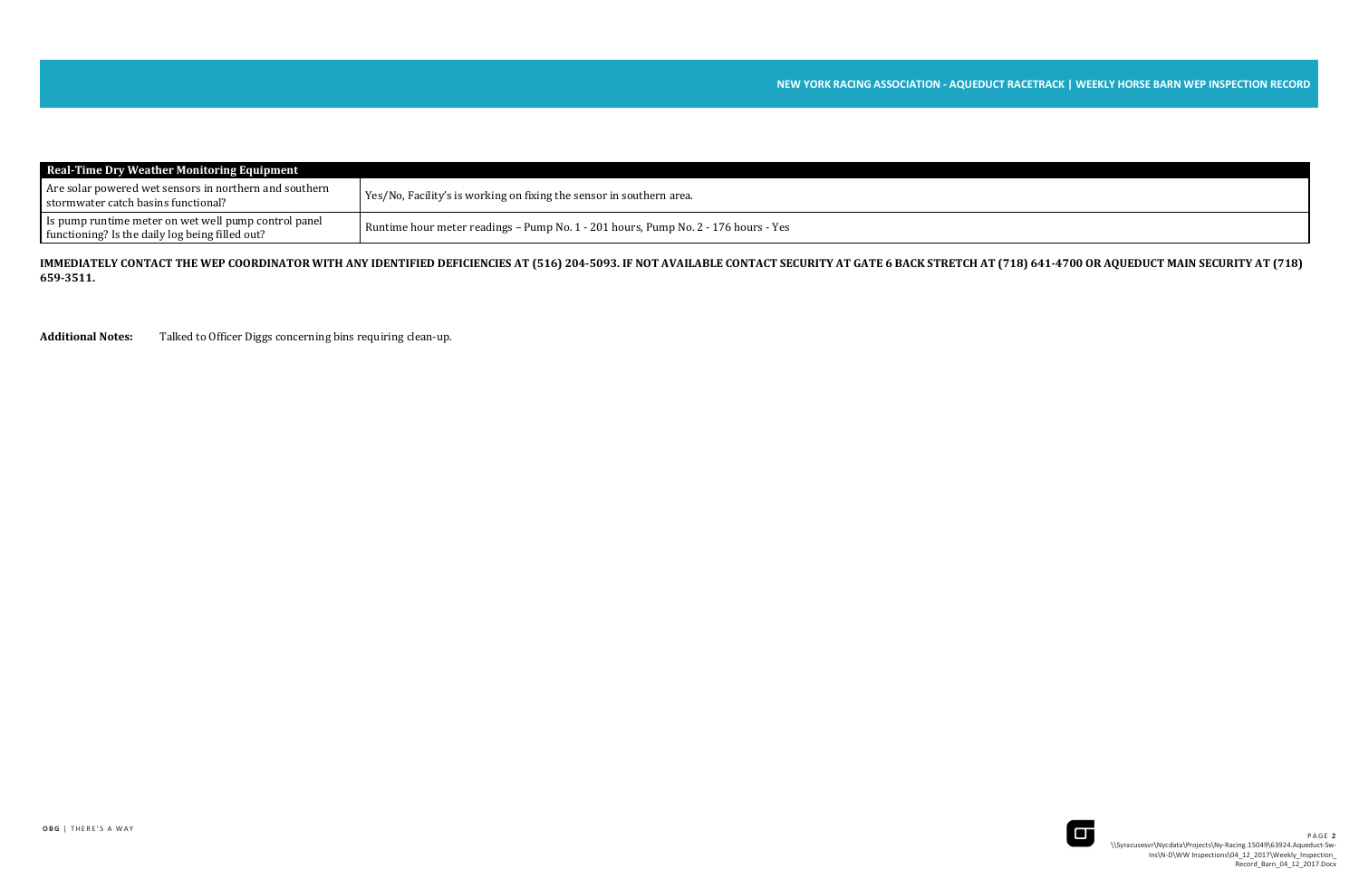| Real-Time Dry Weather Monitoring Equipment | |
|---|---|
| Are solar powered wet sensors in northern and southern stormwater catch basins functional? | Yes/No, Facility's is working on fixing the sensor in southern area. |
| Is pump runtime meter on wet well pump control panel functioning? Is the daily log being filled out? | Runtime hour meter readings – Pump No. 1 - 201 hours, Pump No. 2 - 176 hours - Yes |

**IMMEDIATELY CONTACT THE WEP COORDINATOR WITH ANY IDENTIFIED DEFICIENCIES AT (516) 204-5093. IF NOT AVAILABLE CONTACT SECURITY AT GATE 6 BACK STRETCH AT (718) 641-4700 OR AQUEDUCT MAIN SECURITY AT (718) 659-3511.**

**Additional Notes:** Talked to Officer Diggs concerning bins requiring clean-up.